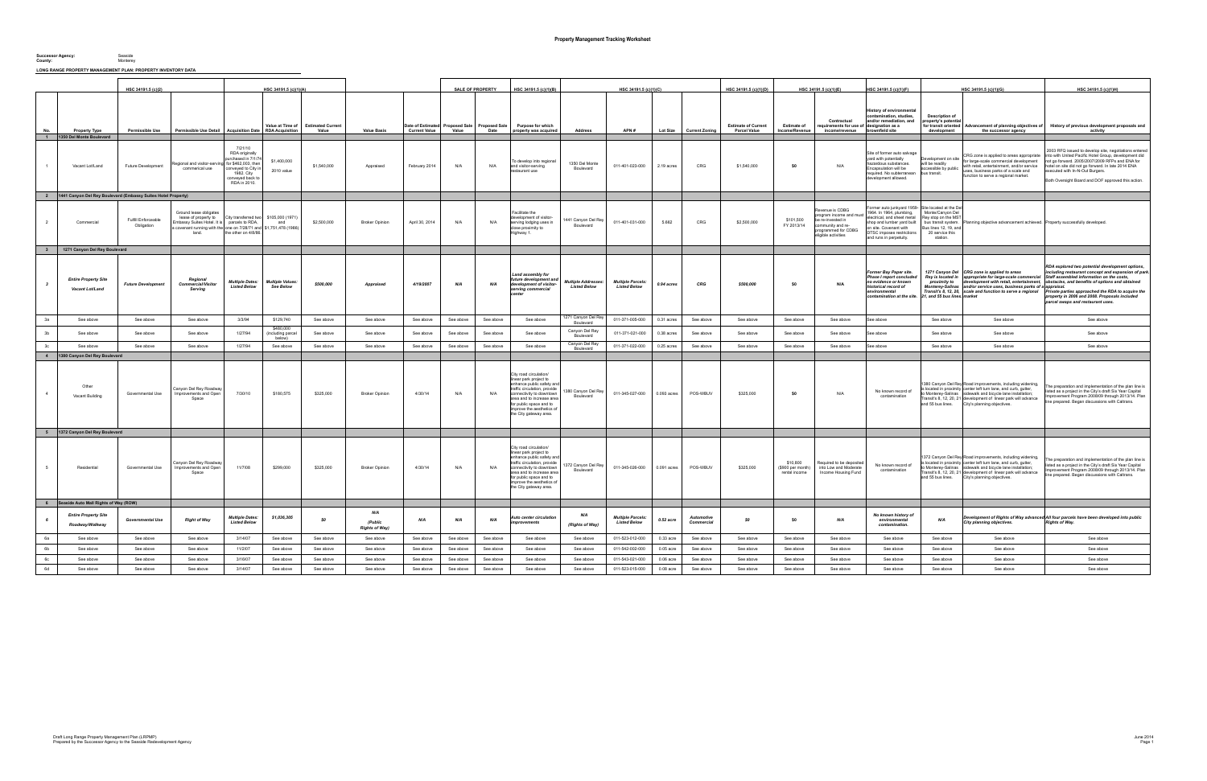# Property Management Tracking Worksheet

**Successor Agency:** Seaside
**County:** Monterey

**LONG RANGE PROPERTY MANAGEMENT PLAN: PROPERTY INVENTORY DATA**

| | | HSC 34191.5 (c)(2) | | HSC 34191.5 (c)(1)(A) | | | | | SALE OF PROPERTY | | HSC 34191.5 (c)(1)(B) | HSC 34191.5 (c)(1)(C) | | | | HSC 34191.5 (c)(1)(D) | HSC 34191.5 (c)(1)(E) | | HSC 34191.5 (c)(1)(F) | HSC 34191.5 (c)(1)(G) | | HSC 34191.5 (c)(1)(H) |
|---|---|---|---|---|---|---|---|---|---|---|---|---|---|---|---|---|---|---|---|---|---|---|
| No. | Property Type | Permissible Use | Permissible Use Detail | Acquisition Date | Value at Time of RDA Acquisition | Estimated Current Value | Value Basis | Date of Estimated Current Value | Proposed Sale Value | Proposed Sale Date | Purpose for which property was acquired | Address | APN # | Lot Size | Current Zoning | Estimate of Current Parcel Value | Estimate of Income/Revenue | Contractual requirements for use of income/revenue | History of environmental contamination, studies, and/or remediation, and designation as a brownfield site | Description of property's potential for transit oriented development | Advancement of planning objectives of the successor agency | History of previous development proposals and activity |
| **1** | **1350 Del Monte Boulevard** | | | | | | | | | | | | | | | | | | | | | |
| 1 | Vacant Lot/Land | Future Development | Regional and visitor-serving commercial use | 7/21/10 RDA originally purchased in 7/1/74 for $462,003, then conveyed to City in 1982. City conveyed back to RDA in 2010. | $1,400,000 2010 value | $1,540,000 | Appraised | February 2014 | N/A | N/A | To develop into regional and visitor-serving restaurant use | 1350 Del Monte Boulevard | 011-401-023-000 | 2.19 acres | CRG | $1,540,000 | $0 | N/A | Site of former auto salvage yard with potentially hazardous substances. Encapsulation will be required. No subterranean development allowed. | Development on site will be readily accessible by public bus transit. | CRG zone is applied to areas appropriate for large-scale commercial development with retail, entertainment, and/or service uses, business parks of a scale and function to serve a regional market. | 2003 RFQ issued to develop site, negotiations entered into with United Pacific Hotel Group, development did not go forward. 2005/2007/2009 RFPs and ENA for hotel on site did not go forward. In late 2014 ENA executed with In-N-Out Burgers. Both Oversight Board and DOF approved this action. |
| **2** | **1441 Canyon Del Rey Boulevard (Embassy Suites Hotel Property)** | | | | | | | | | | | | | | | | | | | | | |
| 2 | Commercial | Fulfill Enforceable Obligation | Ground lease obligates lease of property to Embassy Suites Hotel. It is a covenant running with the land. | City transferred two parcels to RDA, one on 7/28/71 and the other on 4/8/88 | $105,000 (1971) and $1,751,478 (1988) | $2,500,000 | Broker Opinion | April 30, 2014 | N/A | N/A | Facilitate the development of visitor-serving lodging uses in close proximity to Highway 1. | 1441 Canyon Del Rey Boulevard | 011-401-031-000 | 5.662 | CRG | $2,500,000 | $101,500 FY 2013/14 | Revenue is CDBG program income and must be re-invested in community and re-programmed for CDBG eligible activities | Former auto junkyard 1959-1964. In 1964, plumbing, electrical, and sheet metal shop and lumber yard built on site. Covenant with DTSC imposes restrictions and runs in perpetuity. | Site located at the Del Monte/Canyon Del Rey stop on the MST bus transit system. Bus lines 12, 19, and 20 service this station. | Planning objective advancement achieved. | Property successfully developed. |
| **3** | **1271 Canyon Del Rey Boulevard** | | | | | | | | | | | | | | | | | | | | | |
| *3* | ***Entire Property Site Vacant Lot/Land*** | ***Future Development*** | ***Regional Commercial/Visitor Serving*** | ***Multiple Dates: Listed Below*** | ***Multiple Values: See Below*** | ***$500,000*** | ***Appraised*** | ***4/19/2007*** | ***N/A*** | ***N/A*** | ***Land assembly for future development and development of visitor-serving commercial center*** | ***Multiple Addresses: Listed Below*** | ***Multiple Parcels: Listed Below*** | ***0.94 acres*** | ***CRG*** | ***$500,000*** | ***$0*** | ***N/A*** | ***Former Bay Paper site. Phase I report concluded no evidence or known historical record of environmental contamination at the site.*** | ***1271 Canyon Del Rey is located in proximity to Monterey-Salinas Transit's 8, 12, 20, 21, and 55 bus lines.*** | ***CRG zone is applied to areas appropriate for large-scale commercial development with retail, entertainment, and/or service uses, business parks of a scale and function to serve a regional market*** | ***RDA explored two potential development options, including restaurant concept and expansion of park. Staff assembled information on the costs, obstacles, and benefits of options and obtained appraisal. Private parties approached the RDA to acquire the property in 2006 and 2008. Proposals included parcel swaps and restaurant uses.*** |
| 3a | See above | See above | See above | 3/3/94 | $129,740 | See above | See above | See above | See above | See above | See above | 1271 Canyon Del Rey Boulevard | 011-371-005-000 | 0.31 acres | See above | See above | See above | See above | See above | See above | See above | See above |
| 3b | See above | See above | See above | 1/27/94 | $480,000 (including parcel below) | See above | See above | See above | See above | See above | See above | Canyon Del Rey Boulevard | 011-371-021-000 | 0.38 acres | See above | See above | See above | See above | See above | See above | See above | See above |
| 3c | See above | See above | See above | 1/27/94 | See above | See above | See above | See above | See above | See above | See above | Canyon Del Rey Boulevard | 011-371-022-000 | 0.25 acres | See above | See above | See above | See above | See above | See above | See above | See above |
| **4** | **1380 Canyon Del Rey Boulevard** | | | | | | | | | | | | | | | | | | | | | |
| 4 | Other Vacant Building | Governmental Use | Canyon Del Rey Roadway Improvements and Open Space | 7/30/10 | $160,575 | $325,000 | Broker Opinion | 4/30/14 | N/A | N/A | City road circulation/ linear park project to enhance public safety and traffic circulation, provide connectivity to downtown area and to increase area for public space and to improve the aesthetics of the City gateway area. | 1380 Canyon Del Rey Boulevard | 011-345-027-000 | 0.093 acres | POS-WBUV | $325,000 | $0 | N/A | No known record of contamination | 1380 Canyon Del Rey is located in proximity to Monterey-Salinas Transit's 8, 12, 20, 21 and 55 bus lines. | Road improvements, including widening, center left turn lane, and curb, gutter, sidewalk and bicycle lane installation; development of linear park will advance City's planning objectives. | The preparation and implementation of the plan line is listed as a project in the City's draft Six Year Capital Improvement Program 2008/09 through 2013/14. Plan line prepared. Began discussions with Caltrans. |
| **5** | **1372 Canyon Del Rey Boulevard** | | | | | | | | | | | | | | | | | | | | | |
| 5 | Residential | Governmental Use | Canyon Del Rey Roadway Improvements and Open Space | 11/7/08 | $299,000 | $325,000 | Broker Opinion | 4/30/14 | N/A | N/A | City road circulation/ linear park project to enhance public safety and traffic circulation, provide connectivity to downtown area and to increase area for public space and to improve the aesthetics of the City gateway area. | 1372 Canyon Del Rey Boulevard | 011-345-026-000 | 0.091 acres | POS-WBUV | $325,000 | $10,800 ($900 per month) rental income | Required to be deposited into Low and Moderate Income Housing Fund | No known record of contamination | 1372 Canyon Del Rey is located in proximity to Monterey-Salinas Transit's 8, 12, 20, 21 and 55 bus lines. | Road improvements, including widening, center left turn lane, and curb, gutter, sidewalk and bicycle lane installation; development of linear park will advance City's planning objectives. | The preparation and implementation of the plan line is listed as a project in the City's draft Six Year Capital Improvement Program 2008/09 through 2013/14. Plan line prepared. Began discussions with Caltrans. |
| **6** | **Seaside Auto Mall Rights of Way (ROW)** | | | | | | | | | | | | | | | | | | | | | |
| *6* | ***Entire Property Site Roadway/Walkway*** | ***Governmental Use*** | ***Right of Way*** | ***Multiple Dates: Listed Below*** | ***$1,026,305*** | ***$0*** | ***N/A (Public Rights of Way)*** | ***N/A*** | ***N/A*** | ***N/A*** | ***Auto center circulation improvements*** | ***N/A (Rights of Way)*** | ***Multiple Parcels: Listed Below*** | ***0.52 acre*** | ***Automotive Commercial*** | ***$0*** | ***$0*** | ***N/A*** | ***No known history of environmental contamination.*** | ***N/A*** | ***Development of Rights of Way advanced City planning objectives.*** | ***All four parcels have been developed into public Rights of Way.*** |
| 6a | See above | See above | See above | 3/14/07 | See above | See above | See above | See above | See above | See above | See above | See above | 011-523-012-000 | 0.33 acre | See above | See above | See above | See above | See above | See above | See above | See above |
| 6b | See above | See above | See above | 11/20/7 | See above | See above | See above | See above | See above | See above | See above | See above | 011-542-002-000 | 0.05 acre | See above | See above | See above | See above | See above | See above | See above | See above |
| 6c | See above | See above | See above | 3/16/07 | See above | See above | See above | See above | See above | See above | See above | See above | 011-543-021-000 | 0.06 acre | See above | See above | See above | See above | See above | See above | See above | See above |
| 6d | See above | See above | See above | 3/14/07 | See above | See above | See above | See above | See above | See above | See above | See above | 011-523-015-000 | 0.08 acre | See above | See above | See above | See above | See above | See above | See above | See above |

Draft Long Range Property Management Plan (LRPMP)
Prepared by the Successor Agency to the Seaside Redevelopment Agency

June 2014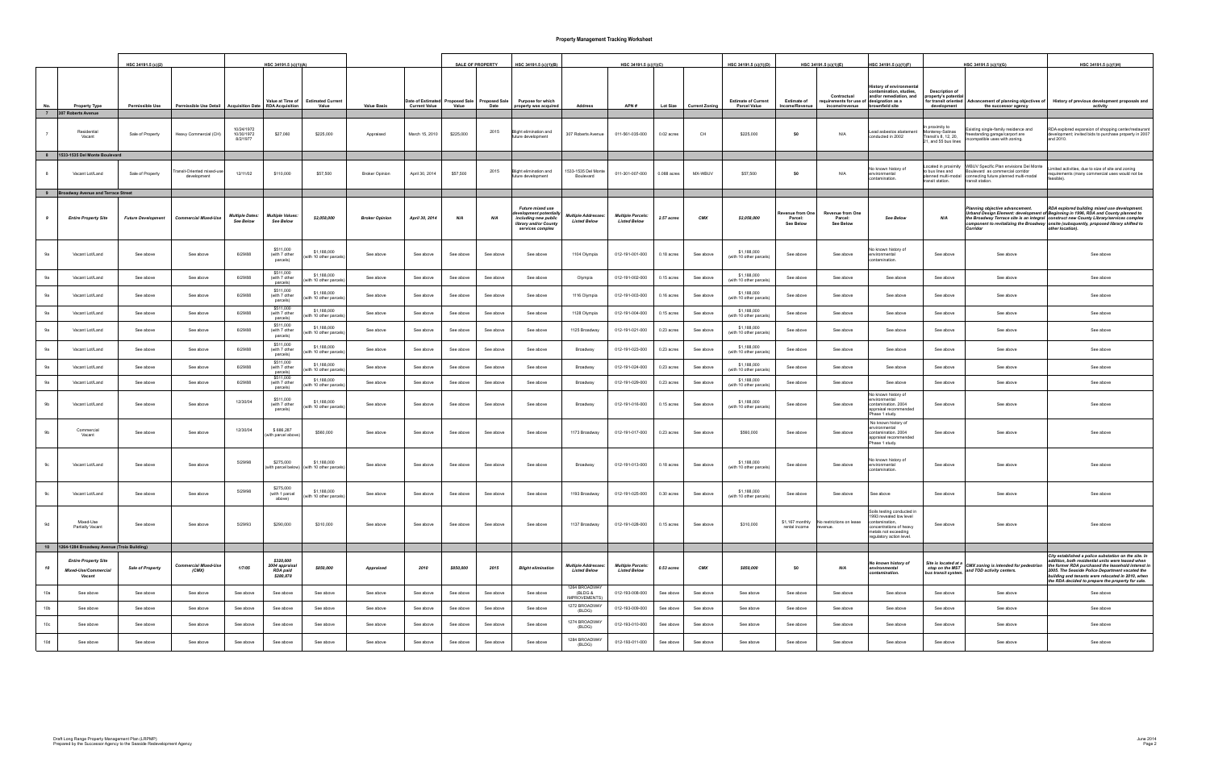# Property Management Tracking Worksheet

| | | HSC 34191.5 (c)(2) | | HSC 34191.5 (c)(1)(A) | | | | | SALE OF PROPERTY | | HSC 34191.5 (c)(1)(B) | HSC 34191.5 (c)(1)(C) | | | | HSC 34191.5 (c)(1)(D) | HSC 34191.5 (c)(1)(E) | | HSC 34191.5 (c)(1)(F) | HSC 34191.5 (c)(1)(G) | | HSC 34191.5 (c)(1)(H) |
|---|---|---|---|---|---|---|---|---|---|---|---|---|---|---|---|---|---|---|---|---|---|---|
| No. | Property Type | Permissible Use | Permissible Use Detail | Acquisition Date | Value at Time of RDA Acquisition | Estimated Current Value | Value Basis | Date of Estimated Current Value | Proposed Sale Value | Proposed Sale Date | Purpose for which property was acquired | Address | APN # | Lot Size | Current Zoning | Estimate of Current Parcel Value | Estimate of Income/Revenue | Contractual requirements for use of income/revenue | History of environmental contamination, studies, and/or remediation, and designation as a brownfield site | Description of property's potential for transit oriented development | Advancement of planning objectives of the successor agency | History of previous development proposals and activity |
| 7 | 307 Roberts Avenue | | | | | | | | | | | | | | | | | | | | | |
| 7 | Residential Vacant | Sale of Property | Heavy Commercial (CH) | 10/24/1972 10/30/1972 8/2/1977 | $27,060 | $225,000 | Appraised | March 15, 2010 | $225,000 | 2015 | Blight elimination and future development | 307 Roberts Avenue | 011-561-035-000 | 0.02 acres | CH | $225,000 | $0 | N/A | Lead asbestos abatement conducted in 2002 | In proximity to Monterey-Salinas Transit's 8, 12, 20, 21, and 55 bus lines | Existing single-family residence and freestanding garage/carport are incompatible uses with zoning. | RDA explored expansion of shopping center/restaurant development; invited bids to purchase property in 2007 and 2010. |
| 8 | 1533-1535 Del Monte Boulevard | | | | | | | | | | | | | | | | | | | | | |
| 8 | Vacant Lot/Land | Sale of Property | Transit-Oriented mixed-use development | 12/11/02 | $110,000 | $57,500 | Broker Opinion | April 30, 2014 | $57,500 | 2015 | Blight elimination and future development | 1533-1535 Del Monte Boulevard | 011-301-007-000 | 0.068 acres | MX-WBUV | $57,500 | $0 | N/A | No known history of environmental contamination. | Located in proximity to bus lines and planned multi-modal transit station. | WBUV Specific Plan envisions Del Monte Boulevard as commercial corridor connecting future planned multi-model transit station. | Limited activities; due to size of site and zoning requirements (many commercial uses would not be feasible). |
| 9 | Broadway Avenue and Terrace Street | | | | | | | | | | | | | | | | | | | | | |
| *9* | ***Entire Property Site*** | ***Future Development*** | ***Commercial Mixed-Use*** | ***Multiple Dates: See Below*** | ***Multiple Values: See Below*** | ***$2,050,000*** | ***Broker Opinion*** | ***April 30, 2014*** | ***N/A*** | ***N/A*** | ***Future mixed use development potentially including new public library and/or County services complex*** | ***Multiple Addresses: Listed Below*** | ***Multiple Parcels: Listed Below*** | ***2.57 acres*** | ***CMX*** | ***$2,050,000*** | **Revenue from One Parcel: See Below** | **Revenue from One Parcel: See Below** | ***See Below*** | ***N/A*** | ***Planning objective advancement. Urband Design Element: development of the Broadway Terrace site is an integral component to revitalizing the Broadway Corridor*** | ***RDA explored building mixed use development. Beginning in 1996, RDA and County planned to construct new County Library/services complex onsite (subsquently, proposed library shifted to other location).*** |
| 9a | Vacant Lot/Land | See above | See above | 6/29/88 | $511,000 (with 7 other parcels) | $1,188,000 (with 10 other parcels) | See above | See above | See above | See above | See above | 1104 Olympia | 012-191-001-000 | 0.18 acres | See above | $1,188,000 (with 10 other parcels) | See above | See above | No known history of environmental contamination. | See above | See above | See above |
| 9a | Vacant Lot/Land | See above | See above | 6/29/88 | $511,000 (with 7 other parcels) | $1,188,000 (with 10 other parcels) | See above | See above | See above | See above | See above | Olympia | 012-191-002-000 | 0.15 acres | See above | $1,188,000 (with 10 other parcels) | See above | See above | See above | See above | See above | See above |
| 9a | Vacant Lot/Land | See above | See above | 6/29/88 | $511,000 (with 7 other parcels) | $1,188,000 (with 10 other parcels) | See above | See above | See above | See above | See above | 1116 Olympia | 012-191-003-000 | 0.16 acres | See above | $1,188,000 (with 10 other parcels) | See above | See above | See above | See above | See above | See above |
| 9a | Vacant Lot/Land | See above | See above | 6/29/88 | $511,000 (with 7 other parcels) | $1,188,000 (with 10 other parcels) | See above | See above | See above | See above | See above | 1128 Olympia | 012-191-004-000 | 0.15 acres | See above | $1,188,000 (with 10 other parcels) | See above | See above | See above | See above | See above | See above |
| 9a | Vacant Lot/Land | See above | See above | 6/29/88 | $511,000 (with 7 other parcels) | $1,188,000 (with 10 other parcels) | See above | See above | See above | See above | See above | 1125 Broadway | 012-191-021-000 | 0.23 acres | See above | $1,188,000 (with 10 other parcels) | See above | See above | See above | See above | See above | See above |
| 9a | Vacant Lot/Land | See above | See above | 6/29/88 | $511,000 (with 7 other parcels) | $1,188,000 (with 10 other parcels) | See above | See above | See above | See above | See above | Broadway | 012-191-023-000 | 0.23 acres | See above | $1,188,000 (with 10 other parcels) | See above | See above | See above | See above | See above | See above |
| 9a | Vacant Lot/Land | See above | See above | 6/29/88 | $511,000 (with 7 other parcels) | $1,188,000 (with 10 other parcels) | See above | See above | See above | See above | See above | Broadway | 012-191-024-000 | 0.23 acres | See above | $1,188,000 (with 10 other parcels) | See above | See above | See above | See above | See above | See above |
| 9a | Vacant Lot/Land | See above | See above | 6/29/88 | $511,000 (with 7 other parcels) | $1,188,000 (with 10 other parcels) | See above | See above | See above | See above | See above | Broadway | 012-191-029-000 | 0.23 acres | See above | $1,188,000 (with 10 other parcels) | See above | See above | See above | See above | See above | See above |
| 9b | Vacant Lot/Land | See above | See above | 12/30/04 | $511,000 (with 7 other parcels) | $1,188,000 (with 10 other parcels) | See above | See above | See above | See above | See above | Broadway | 012-191-016-000 | 0.15 acres | See above | $1,188,000 (with 10 other parcels) | See above | See above | No known history of environmental contamination. 2004 appraisal recommended Phase 1 study. | See above | See above | See above |
| 9b | Commercial Vacant | See above | See above | 12/30/04 | $ 686,287 (with parcel above) | $580,000 | See above | See above | See above | See above | See above | 1173 Broadway | 012-191-017-000 | 0.23 acres | See above | $580,000 | See above | See above | No known history of environmental contamination. 2004 appraisal recommended Phase 1 study. | See above | See above | See above |
| 9c | Vacant Lot/Land | See above | See above | 5/29/98 | $275,000 (with parcel below) | $1,188,000 (with 10 other parcels) | See above | See above | See above | See above | See above | Broadway | 012-191-013-000 | 0.18 acres | See above | $1,188,000 (with 10 other parcels) | See above | See above | No known history of environmental contamination. | See above | See above | See above |
| 9c | Vacant Lot/Land | See above | See above | 5/29/98 | $275,000 (with 1 parcel above) | $1,188,000 (with 10 other parcels) | See above | See above | See above | See above | See above | 1193 Broadway | 012-191-025-000 | 0.30 acres | See above | $1,188,000 (with 10 other parcels) | See above | See above | See above | See above | See above | See above |
| 9d | Mixed-Use Partially Vacant | See above | See above | 5/29/93 | $290,000 | $310,000 | See above | See above | See above | See above | See above | 1137 Broadway | 012-191-028-000 | 0.15 acres | See above | $310,000 | $1,167 monthly rental income | No restrictions on lease revenue. | Soils testing conducted in 1993 revealed low level contamination, concentrations of heavy metals not exceeding regulatory action level. | See above | See above | See above |
| 10 | 1264-1284 Broadway Avenue (Trois Building) | | | | | | | | | | | | | | | | | | | | | |
| *10* | ***Entire Property Site Mixed-Use/Commercial Vacant*** | ***Sale of Property*** | ***Commercial Mixed-Use (CMX)*** | ***1/7/05*** | ***$320,000 2004 appraisal RDA paid $200,870*** | ***$850,000*** | ***Appraised*** | ***2010*** | ***$850,000*** | ***2015*** | ***Blight elimination*** | ***Multiple Addresses: Listed Below*** | ***Multiple Parcels: Listed Below*** | ***0.53 acres*** | ***CMX*** | ***$850,000*** | ***$0*** | ***N/A*** | ***No known history of environmental contamination.*** | ***Site is located at a stop on the MST bus transit system.*** | ***CMX zoning is intended for pedestrian and TOD activity centers.*** | ***City established a police substation on the site. In addition, both residential units were leased when the former RDA purchased the leasehold interest in 2005. The Seaside Police Department vacated the building and tenants were relocated in 2010, when the RDA decided to prepare the property for sale.*** |
| 10a | See above | See above | See above | See above | See above | See above | See above | See above | See above | See above | See above | 1284 BROADWAY (BLDG & IMPROVEMENTS) | 012-193-008-000 | See above | See above | See above | See above | See above | See above | See above | See above | See above |
| 10b | See above | See above | See above | See above | See above | See above | See above | See above | See above | See above | See above | 1272 BROADWAY (BLDG) | 012-193-009-000 | See above | See above | See above | See above | See above | See above | See above | See above | See above |
| 10c | See above | See above | See above | See above | See above | See above | See above | See above | See above | See above | See above | 1274 BROADWAY (BLDG) | 012-193-010-000 | See above | See above | See above | See above | See above | See above | See above | See above | See above |
| 10d | See above | See above | See above | See above | See above | See above | See above | See above | See above | See above | See above | 1284 BROADWAY (BLDG) | 012-193-011-000 | See above | See above | See above | See above | See above | See above | See above | See above | See above |

Draft Long Range Property Management Plan (LRPMP)
Prepared by the Successor Agency to the Seaside Redevelopment Agency

June 2014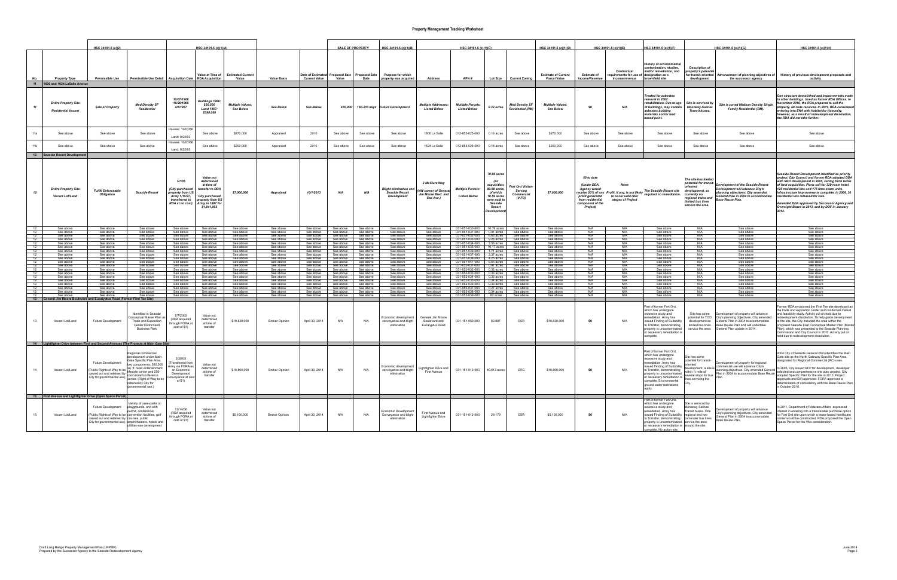# Property Management Tracking Worksheet

| | | HSC 34191.5 (c)(2) | | HSC 34191.5 (c)(1)(A) | | | | SALE OF PROPERTY | | | HSC 34191.5 (c)(1)(B) | HSC 34191.5 (c)(1)(C) | | | | HSC 34191.5 (c)(1)(D) | HSC 34191.5 (c)(1)(E) | | HSC 34191.5 (c)(1)(F) | HSC 34191.5 (c)(1)(G) | | HSC 34191.5 (c)(1)(H) |
|---|---|---|---|---|---|---|---|---|---|---|---|---|---|---|---|---|---|---|---|---|---|---|
| No. | Property Type | Permissible Use | Permissible Use Detail | Acquisition Date | Value at Time of RDA Acquisition | Estimated Current Value | Value Basis | Date of Estimated Current Value | Proposed Sale Value | Proposed Sale Date | Purpose for which property was acquired | Address | APN # | Lot Size | Current Zoning | Estimate of Current Parcel Value | Estimate of Income/Revenue | Contractual requirements for use of income/revenue | History of environmental contamination, studies, and/or remediation, and designation as a brownfield site | Description of property's potential for transit oriented development | Advancement of planning objectives of the successor agency | History of previous development proposals and activity |
| 11 | 1600 and 1624 LaSalle Avenue | | | | | | | | | | | | | | | | | | | | | |
| *11* | *Entire Property Site Residential Vacant* | *Sale of Property* | *Med Density SF Residential* | *10/07/1966 10/26/1966 4/6/1967* | *Buildings 1966: $55,500 Land 1967: $390,000* | *Multiple Values: See Below* | *See Below* | *See Below* | *470,000* | *180-210 days* | *Future Development* | *Multiple Addresses: Listed Below* | *Multiple Parcels: Listed Below* | *0.32 acres* | *Med Density SF Residential (RM)* | *Multiple Values: See Below* | *$0* | *N/A* | *Treated for asbestos removal in 2002 rehabilitation. Due to age of buildings, may contain asbestos building materials and/or lead based paint.* | *Site is serviced by Monterey-Salinas Transit buses.* | *Site is zoned Medium Density Single Family Residential (RM).* | *One structure demolished and improvements made to other buildings. Used as former RDA Offices. In November 2010, the RDA prepared to sell the property. No bids received. In 2011, RDA considered entering into ENA with Habitat for Humanity, however, as a result of redevelopment dissolution, the RDA did not take further.* |
| 11a | See above | See above | See above | Houses: 10/07/66 Land: 9/22/93 | See above | $270,000 | Appraised | 2010 | See above | See above | See above | 1600 La Salle | 012-853-025-000 | 0.16 acres | See above | $270,000 | See above | See above | See above | See above | See above | See above |
| 11b | See above | See above | See above | Houses: 10/07/66 Land: 9/22/93 | See above | $200,000 | Appraised | 2010 | See above | See above | See above | 1624 La Salle | 012-853-026-000 | 0.16 acres | See above | $200,000 | See above | See above | See above | See above | See above | See above |
| 12 | Seaside Resort Development | | | | | | | | | | | | | | | | | | | | | |
| *12* | *Entire Property Site Vacant Lot/Land* | *Fulfill Enforceable Obligation* | *Seaside Resort* | *7/7/05 (City purchased property from US Army 1/15/07, transferred to RDA at no cost)* | *Value not determined at time of transfer to RDA City purchased property from US Army in 1997 for $1,841,903* | *$7,000,000* | *Appraised* | *10/1/2013* | *N/A* | *N/A* | *Blight elimination and Seaside Resort Development* | *2 McClure Way (NW corner of General Jim Moore Blvd. and Coe Ave.)* | *Multiple Parcels: Listed Below* | *70.89 acres (At acquisition, 80.08 acres, of which 10.59 acres were sold to Seaside Resort Development)* | *Fort Ord Visitor-Serving Commercial (V-FO)* | *$7,000,000* | *$0 to date (Under DDA, Agency would receive 30% of any profit generated from residential component of the Project)* | *None Profit, if any, is not likely to occur until later stages of Project* | *The Seaside Resort site required no remediation.* | *The site has limited potential for transit-oriented development, as currently no regional trains and limited bus lines service the area.* | *Development of the Seaside Resort Development will advance City's planning objectives. City amended General Plan in 2004 to accommodate Base Reuse Plan.* | *Seaside Resort Development identified as priority project. City Council and former RDA adopted DDA with SRD Development in 2005, setting forth terms of land acquisition. Plans call for 330-room hotel, 125 residential lots and 175 time-share units. Infrastructure improvements complete. In 2009, 30 residential lots released for sale. Amended DDA approved by Successor Agency and Oversight Board in 2013, and by DOF in January 2014.* |
| 12 | See above | See above | See above | See above | See above | See above | See above | See above | See above | See above | See above | See above | 031-051-030-000 | 16.76 acres | See above | See above | N/A | N/A | See above | N/A | See above | See above |
| 12 | See above | See above | See above | See above | See above | See above | See above | See above | See above | See above | See above | See above | 031-051-031-000 | 0.91 acres | See above | See above | N/A | N/A | See above | N/A | See above | See above |
| 12 | See above | See above | See above | See above | See above | See above | See above | See above | See above | See above | See above | See above | 031-051-032-000 | 6.63 acres | See above | See above | N/A | N/A | See above | N/A | See above | See above |
| 12 | See above | See above | See above | See above | See above | See above | See above | See above | See above | See above | See above | See above | 031-051-033-000 | 0.35 acres | See above | See above | N/A | N/A | See above | N/A | See above | See above |
| 12 | See above | See above | See above | See above | See above | See above | See above | See above | See above | See above | See above | See above | 031-051-034-000 | 3.56 acres | See above | See above | N/A | N/A | See above | N/A | See above | See above |
| 12 | See above | See above | See above | See above | See above | See above | See above | See above | See above | See above | See above | See above | 031-051-035-000 | 10.17 acres | See above | See above | N/A | N/A | See above | N/A | See above | See above |
| 12 | See above | See above | See above | See above | See above | See above | See above | See above | See above | See above | See above | See above | 031-051-036-000 | 1.71 acres | See above | See above | N/A | N/A | See above | N/A | See above | See above |
| 12 | See above | See above | See above | See above | See above | See above | See above | See above | See above | See above | See above | See above | 031-051-037-000 | 5.37 acres | See above | See above | N/A | N/A | See above | N/A | See above | See above |
| 12 | See above | See above | See above | See above | See above | See above | See above | See above | See above | See above | See above | See above | 031-051-038-000 | 4.25 acres | See above | See above | N/A | N/A | See above | N/A | See above | See above |
| 12 | See above | See above | See above | See above | See above | See above | See above | See above | See above | See above | See above | See above | 031-051-041-000 | 8.64 acres | See above | See above | N/A | N/A | See above | N/A | See above | See above |
| 12 | See above | See above | See above | See above | See above | See above | See above | See above | See above | See above | See above | See above | 031-052-031-000 | 0.91 acres | See above | See above | N/A | N/A | See above | N/A | See above | See above |
| 12 | See above | See above | See above | See above | See above | See above | See above | See above | See above | See above | See above | See above | 031-052-032-000 | 0.32 acres | See above | See above | N/A | N/A | See above | N/A | See above | See above |
| 12 | See above | See above | See above | See above | See above | See above | See above | See above | See above | See above | See above | See above | 031-053-033-000 | 0.33 acres | See above | See above | N/A | N/A | See above | N/A | See above | See above |
| 12 | See above | See above | See above | See above | See above | See above | See above | See above | See above | See above | See above | See above | 031-053-034-000 | 0.33 acres | See above | See above | N/A | N/A | See above | N/A | See above | See above |
| 12 | See above | See above | See above | See above | See above | See above | See above | See above | See above | See above | See above | See above | 031-052-035-000 | 0.36 acres | See above | See above | N/A | N/A | See above | N/A | See above | See above |
| 12 | See above | See above | See above | See above | See above | See above | See above | See above | See above | See above | See above | See above | 031-052-036-000 | 0.33 acres | See above | See above | N/A | N/A | See above | N/A | See above | See above |
| 12 | See above | See above | See above | See above | See above | See above | See above | See above | See above | See above | See above | See above | 031-053-037-000 | 0.27 acres | See above | See above | N/A | N/A | See above | N/A | See above | See above |
| 12 | See above | See above | See above | See above | See above | See above | See above | See above | See above | See above | See above | See above | 031-052-038-000 | 0.36 acres | See above | See above | N/A | N/A | See above | N/A | See above | See above |
| 12 | See above | See above | See above | See above | See above | See above | See above | See above | See above | See above | See above | See above | 031-053-039-000 | .82 acres | See above | See above | N/A | N/A | See above | N/A | See above | See above |
| 13 | General Jim Moore Boulevard and Eucalyptus Road (Former First Tee Site) | | | | | | | | | | | | | | | | | | | | | |
| 13 | Vacant Lot/Land | Future Development | Identified in Seaside Conceptual Master Plan as Trade and Exposition Center District and Business Park | 7/7/2005 (RDA acquired through FORA at cost of $1) | Value not determined at time of transfer | $10,830,000 | Broker Opinion | April 30, 2014 | N/A | N/A | Economic development conveyance and blight elimination | General Jim Moore Boulevard and Eucalyptus Road | 031-151-059-000 | 82.887 | OSR | $10,830,000 | $0 | N/A | Part of former Fort Ord, which has undergone extensive study and remediation. Army has issued Finding of Suitability to Transfer, demonstrating property is uncontaminated or necessary remediation is complete. | Site has some potential for TOD development as limited bus lines service the area. | Development of property will advance City's planning objectives. City amended General Plan in 2004 to accommodate Base Reuse Plan and will undertake General Plan update in 2014. | Former RDA envisioned the First Tee site developed as the trade and exposition center and conducted market and feasibility study. Activity put on hold due to redevelopment dissolution. To help guide development at the site, the City included the area within the proposed Seaside East Conceptual Master Plan (Master Plan), which was presented to the Seaside Planning Commission and City Council in 2010. Activity put on hold due to redevelopment dissolution. |
| 14 | Lightfighter Drive between First and Second Avenues (The Projects at Main Gate Site) | | | | | | | | | | | | | | | | | | | | | |
| 14 | Vacant Lot/Land | Future Development (Public Rights of Way to be carved out and retained by City for governmental use) | Regional commercial development under Main Gate Specific Plan Area, two components: 550,000 sq. ft. retail entertainment lifestyle center and 250-room hotel/conference center. (Right of Way to be retained by City for governmental use.) | 2/30/05 (Transferred from Army via FORA as an Economic Development Conveyance at cost of $1) | Value not determined at time of transfer | $10,800,000 | Broker Opinion | April 30, 2014 | N/A | N/A | Economic development conveyance and blight elimination | Lightfighter Drive and First Avenue | 031-151-013-000 | 49.513 acres | CRG | $10,800,000 | $0 | N/A | Part of former Fort Ord, which has undergone extensive study and remediation. Army has issued Finding of Suitability to Transfer, demonstrating property is uncontaminated or necessary remediation is complete. Environmental ground water restrictions apply. | Site has some potential for transit-oriented development, a site is within ½ mile of several stops for bus lines servicing the City. | Development of property for regional commercial use will advance City's planning objectives. City amended General Plan in 2004 to accommodate Base Reuse Plan. | 2004 City of Seaside General Plan identifies the Main Gate site as the North Gateway Specific Plan Area, designated for Regional Commercial (RC) uses. In 2005, City issued RFP for development, developer selected and comprehensive site plan created. City adopted Specific Plan for the site in 2010. Project approvals and EIR approved. FORA approved a determination of consistency with the Base Reuse Plan in October 2010. |
| 15 | First Avenue and Lightfighter Drive (Open Space Parcel) | | | | | | | | | | | | | | | | | | | | | |
| 15 | Vacant Lot/Land | Future Development (Public Rights of Way to be carved out and retained by City for governmental use) | Variety of uses-parks or playgrounds, and with permit, conference/ convention facilities, golf courses, public amphitheaters, hotels and utilities-use development. | 12/14/06 (RDA acquired through FORA at cost of $1) | Value not determined at time of transfer | $5,100,000 | Broker Opinion | April 30, 2014 | N/A | N/A | Economic Development Conveyance and blight elimination | First Avenue and Lightfighter Drive | 031-151-012-000 | 29.179 | OSR | $5,100,000 | $0 | N/A | Part of former Fort Ord, which has undergone extensive study and remediation. Army has issued Finding of Suitability to Transfer, demonstrating property is uncontaminated or necessary remediation is complete. No action site. | Site is serviced by Monterey-Salinas Transit buses. One regional and two commuter bus lines service the area around the site. | Development of property will advance City's planning objectives. City amended General Plan in 2004 to accommodate Base Reuse Plan. | In 2011, Department of Veterans Affairs expressed interest in entering into a transferable purchase option for Fort Ord site upon which a lease-based healthcare center would be constructed. RDA proposed the Open Space Parcel for the VA's consideration. |

Draft Long Range Property Management Plan (LRPMP)
Prepared by the Successor Agency to the Seaside Redevelopment Agency

June 2014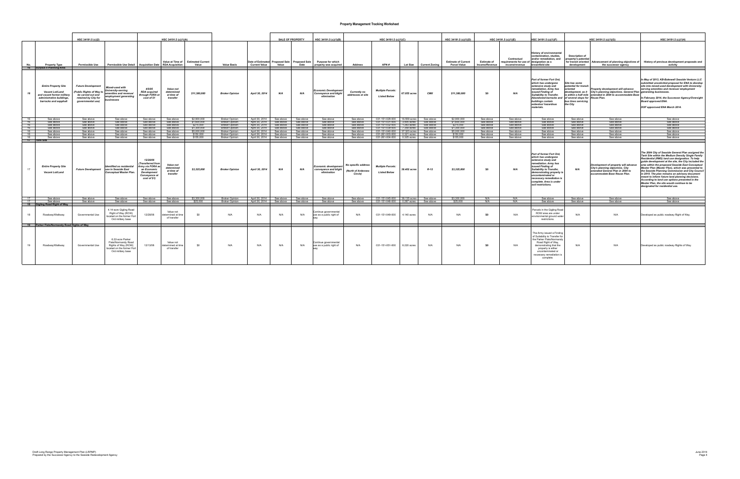# Property Management Tracking Worksheet

| | | HSC 34191.5 (c)(2) | | HSC 34191.5 (c)(1)(A) | | | | | SALE OF PROPERTY | | HSC 34191.5 (c)(1)(B) | HSC 34191.5 (c)(1)(C) | | | | HSC 34191.5 (c)(1)(D) | HSC 34191.5 (c)(1)(E) | | HSC 34191.5 (c)(1)(F) | HSC 34191.5 (c)(1)(G) | | HSC 34191.5 (c)(1)(H) |
|---|---|---|---|---|---|---|---|---|---|---|---|---|---|---|---|---|---|---|---|---|---|---|
| No. | Property Type | Permissible Use | Permissible Use Detail | Acquisition Date | Value at Time of RDA Acquisition | Estimated Current Value | Value Basis | Date of Estimated Current Value | Proposed Sale Value | Proposed Sale Date | Purpose for which property was acquired | Address | APN # | Lot Size | Current Zoning | Estimate of Current Parcel Value | Estimate of Income/Revenue | Contractual requirements for use of income/revenue | History of environmental contamination, studies, and/or remediation, and designation as a brownfield site | Description of property's potential for transit oriented development | Advancement of planning objectives of the successor agency | History of previous development proposals and activity |
| 16 | Surplus II Planning Area | | | | | | | | | | | | | | | | | | | | | |
| 16 | *Entire Property Site* *Vacant Lot/Land and vacant former military administrative buildings, barracks and asphalt* | *Future Development (Public Rights of Way to be carved out and retained by City for governmental use)* | *Mixed-used with University-serving amenities and revenue/ employment generating businesses* | *4/5/05 RDA acquired through FORA at cost of $1* | *Value not determined at time of transfer* | *$11,380,000* | *Broker Opinion* | *April 30, 2014* | *N/A* | *N/A* | *Economic Development Conveyance and blight elimination* | *Currently no addresses at site* | *Multiple Parcels: Listed Below* | *67.055 acres* | *CMX* | *$11,380,000* | *$0* | *N/A* | *Part of former Fort Ord, which has undergone extensive study and remediation. Army has issued Finding of Suitability to Transfer. Abandoned barracks and buildings contain asbestos/ hazardous materials.* | *Site has some potential for transit-oriented development, as it is within a half mile of several stops for bus lines servicing the City* | *Property development will advance City's planning objectives. General Plan amended in 2004 to accommodate Base Reuse Plan.* | *In May of 2013, KB-Bakewell Seaside Venture LLC submitted unsolicited proposal for ENA to develop site into mixed-used development with University-serving amenities and revenue/ employment generating businesses. In February 2014, the Successor Agency/Oversight Board approved ENA. DOF approved ENA March 2014.* |
| 16 | See above | See above | See above | See above | See above | $2,900,000 | Broker Opinion | April 30, 2014 | See above | See above | See above | See above | 031-151-029-000 | 16.559 acres | See above | $2,900,000 | See above | See above | See above | See above | See above | See above |
| 16 | See above | See above | See above | See above | See above | $1,600,000 | Broker Opinion | April 30, 2014 | See above | See above | See above | See above | 031-151-031-000 | 3.602 acres | See above | $1,600,000 | See above | See above | See above | See above | See above | See above |
| 16 | See above | See above | See above | See above | See above | $275,000 | Broker Opinion | April 30, 2014 | See above | See above | See above | See above | 031-151-032-000 | 1.262 acres | See above | $275,000 | See above | See above | See above | See above | See above | See above |
| 16 | See above | See above | See above | See above | See above | $1,300,000 | Broker Opinion | April 30, 2014 | See above | See above | See above | See above | 031-151-038-000 | 7.358 acres | See above | $1,300,000 | See above | See above | See above | See above | See above | See above |
| 16 | See above | See above | See above | See above | See above | $5,000,000 | Broker Opinion | April 30, 2014 | See above | See above | See above | See above | 031-151-040-000 | 37.323 acres | See above | $5,000,000 | See above | See above | See above | See above | See above | See above |
| 16 | See above | See above | See above | See above | See above | $150,000 | Broker Opinion | April 30, 2014 | See above | See above | See above | See above | 031-261-003-000 | 0.321 acres | See above | $150,000 | See above | See above | See above | See above | See above | See above |
| 16 | See above | See above | See above | See above | See above | $155,000 | Broker Opinion | April 30, 2014 | See above | See above | See above | See above | 031-261-004-000 | 0.325 acres | See above | $155,000 | See above | See above | See above | See above | See above | See above |
| 17 | Tank Site | | | | | | | | | | | | | | | | | | | | | |
| 17 | *Entire Property Site* *Vacant Lot/Land* | *Future Development* | *Identified as residential use in Seaside East Conceptual Master Plan.* | *12/28/06 (Transferred from Army via FORA as an Economic Development Conveyance at cost of $1)* | *Value not determined at time of transfer* | *$3,325,000* | *Broker Opinion* | *April 30, 2014* | *N/A* | *N/A* | *Economic development conveyance and blight elimination* | *No specific address (North of Ardennes Circle)* | *Multiple Parcels: Listed Below* | *39.402 acres* | *R-13* | *$3,325,000* | *$0* | *N/A* | *Part of former Fort Ord, which has undergone extensive study and remediation. Army has issued Finding of Suitability to Transfer, demonstrating property is uncontaminated or necessary remediation is complete. Area is under soil restrictions.* | *N/A* | *Development of property will advance City's planning objectives. City amended General Plan in 2004 to accommodate Base Reuse Plan.* | *The 2004 City of Seaside General Plan assigned the Tank Site within the Medium Density Single Family Residential (RMS) land use designation. To help guide development at the site, the City included the area within the proposed Seaside East Conceptual Master Plan (Master Plan), which was presented to the Seaside Planning Commission and City Council in 2010. The plan remains an advisory document meant to inform future land planning decisions. According to land use options presented in the Master Plan, the site would continue to be designated for residential use.* |
| 17 | See above | See above | See above | See above | See above | $3,300,000 | Broker Opinion | April 30, 2014 | See above | See above | See above | See above | 031-151-045-000 | 39.135 acres | See above | $3,300,000 | N/A | N/A | See above | See above | See above | See above |
| 17 | See above | See above | See above | See above | See above | $25,000 | Broker Opinion | April 30, 2014 | See above | See above | See above | See above | 031-151-046-000 | 0.267 acres | See above | $25,000 | N/A | N/A | See above | See above | See above | See above |
| 18 | Gigling Road Right of Way | | | | | | | | | | | | | | | | | | | | | |
| 18 | Roadway/Walkway | Governmental Use | 4.14-acre Gigling Road Right of Way (ROW) located on the former Fort Ord military base | 12/28/06 | Value not determined at time of transfer | $0 | N/A | N/A | N/A | N/A | Continue governmental use as a public right of way | N/A | 031-151-049-000 | 4.140 acres | N/A | N/A | $0 | N/A | Parcels in the Gigling Road ROW area are under environmental ground water restrictions. | N/A | N/A | Developed as public roadway Right of Way. |
| 19 | Parker Flats/Normandy Road Rights of Way | | | | | | | | | | | | | | | | | | | | | |
| 19 | Roadway/Walkway | Governmental Use | 6.22-acre Parker Flats/Normandy Road Rights of Way (ROW) located on the former Fort Ord military base | 12/13/06 | Value not determined at time of transfer | $0 | N/A | N/A | N/A | N/A | Continue governmental use as a public right of way | N/A | 031-151-051-000 | 6.220 acres | N/A | N/A | $0 | N/A | The Army issued a Finding of Suitability to Transfer for the Parker Flats/Normandy Road Right of Way, demonstrating that the property is either uncontaminated or necessary remediation is complete. | N/A | N/A | Developed as public roadway Rights of Way. |

Draft Long Range Property Management Plan (LRPMP)
Prepared by the Successor Agency to the Seaside Redevelopment Agency

June 2014